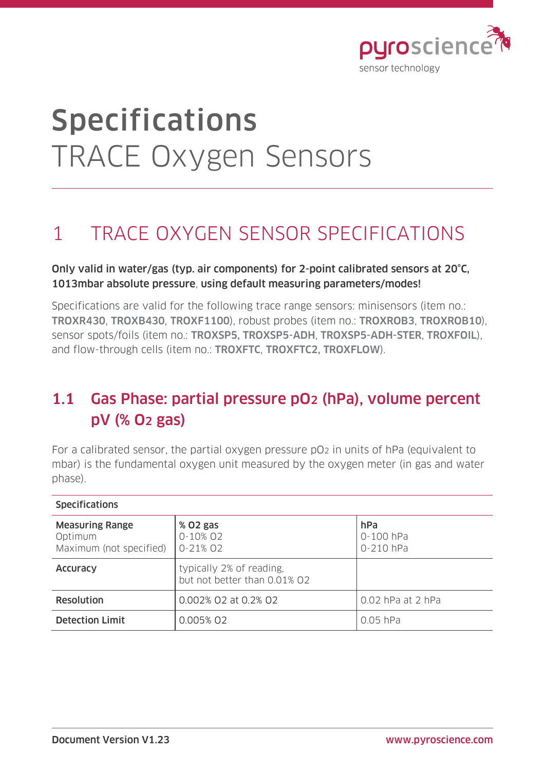# Specifications

TRACE Oxygen Sensors

## 1 TRACE OXYGEN SENSOR SPECIFICATIONS

**Only valid in water/gas (typ. air components) for 2-point calibrated sensors at 20°C, 1013mbar absolute pressure, using default measuring parameters/modes!**

Specifications are valid for the following trace range sensors: minisensors (item no.: **TROXR430**, **TROXB430**, **TROXF1100**), robust probes (item no.: **TROXROB3**, **TROXROB10**), sensor spots/foils (item no.: **TROXSP5, TROXSP5-ADH**, **TROXSP5-ADH-STER**, **TROXFOIL**), and flow-through cells (item no.: **TROXFTC**, **TROXFTC2, TROXFLOW**).

### 1.1 Gas Phase: partial pressure $pO_2$ (hPa), volume percent pV (% $O_2$ gas)

For a calibrated sensor, the partial oxygen pressure $pO_2$ in units of hPa (equivalent to mbar) is the fundamental oxygen unit measured by the oxygen meter (in gas and water phase).

| Specifications | | |
|---|---|---|
| **Measuring Range**<br>Optimum<br>Maximum (not specified) | **% O2 gas**<br>0-10% O2<br>0-21% O2 | **hPa**<br>0-100 hPa<br>0-210 hPa |
| **Accuracy** | typically 2% of reading,<br>but not better than 0.01% O2 | |
| **Resolution** | 0.002% O2 at 0.2% O2 | 0.02 hPa at 2 hPa |
| **Detection Limit** | 0.005% O2 | 0.05 hPa |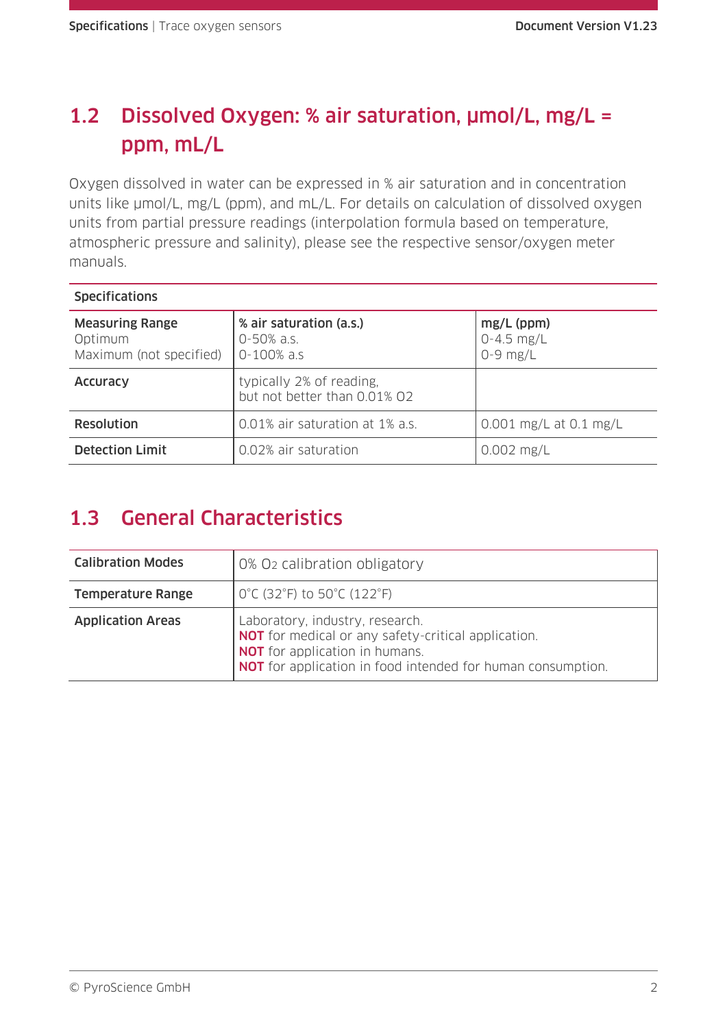## 1.2 Dissolved Oxygen: % air saturation, µmol/L, mg/L = ppm, mL/L

Oxygen dissolved in water can be expressed in % air saturation and in concentration units like µmol/L, mg/L (ppm), and mL/L. For details on calculation of dissolved oxygen units from partial pressure readings (interpolation formula based on temperature, atmospheric pressure and salinity), please see the respective sensor/oxygen meter manuals.

| Specifications | | |
|---|---|---|
| **Measuring Range**<br>Optimum<br>Maximum (not specified) | **% air saturation (a.s.)**<br>0-50% a.s.<br>0-100% a.s | **mg/L (ppm)**<br>0-4.5 mg/L<br>0-9 mg/L |
| **Accuracy** | typically 2% of reading,<br>but not better than 0.01% O2 | |
| **Resolution** | 0.01% air saturation at 1% a.s. | 0.001 mg/L at 0.1 mg/L |
| **Detection Limit** | 0.02% air saturation | 0.002 mg/L |

## 1.3 General Characteristics

| | |
|---|---|
| **Calibration Modes** | 0% $O_2$ calibration obligatory |
| **Temperature Range** | 0°C (32°F) to 50°C (122°F) |
| **Application Areas** | Laboratory, industry, research.<br>**NOT** for medical or any safety-critical application.<br>**NOT** for application in humans.<br>**NOT** for application in food intended for human consumption. |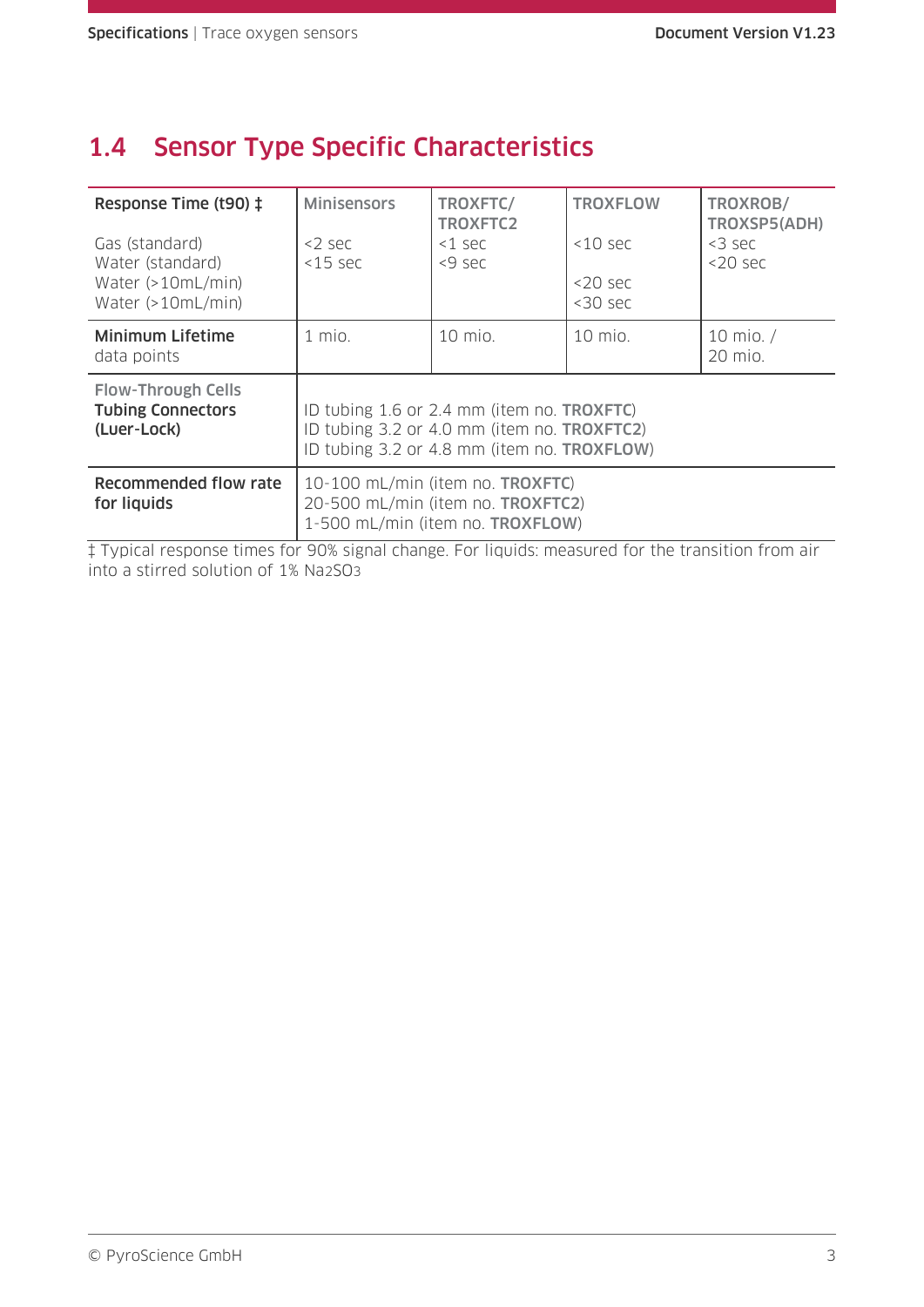## 1.4 Sensor Type Specific Characteristics

| **Response Time (t90) ‡** | Minisensors | TROXFTC/ TROXFTC2 | TROXFLOW | TROXROB/ TROXSP5(ADH) |
|---|---|---|---|---|
| Gas (standard) | <2 sec | <1 sec | <10 sec | <3 sec |
| Water (standard) | <15 sec | <9 sec | | <20 sec |
| Water (>10mL/min) | | | <20 sec | |
| Water (>10mL/min) | | | <30 sec | |
| **Minimum Lifetime** data points | 1 mio. | 10 mio. | 10 mio. | 10 mio. / 20 mio. |
| Flow-Through Cells **Tubing Connectors (Luer-Lock)** | ID tubing 1.6 or 2.4 mm (item no. **TROXFTC**)<br>ID tubing 3.2 or 4.0 mm (item no. **TROXFTC2**)<br>ID tubing 3.2 or 4.8 mm (item no. **TROXFLOW**) | | | |
| **Recommended flow rate for liquids** | 10-100 mL/min (item no. **TROXFTC**)<br>20-500 mL/min (item no. **TROXFTC2**)<br>1-500 mL/min (item no. **TROXFLOW**) | | | |

‡ Typical response times for 90% signal change. For liquids: measured for the transition from air into a stirred solution of 1% $Na_2SO_3$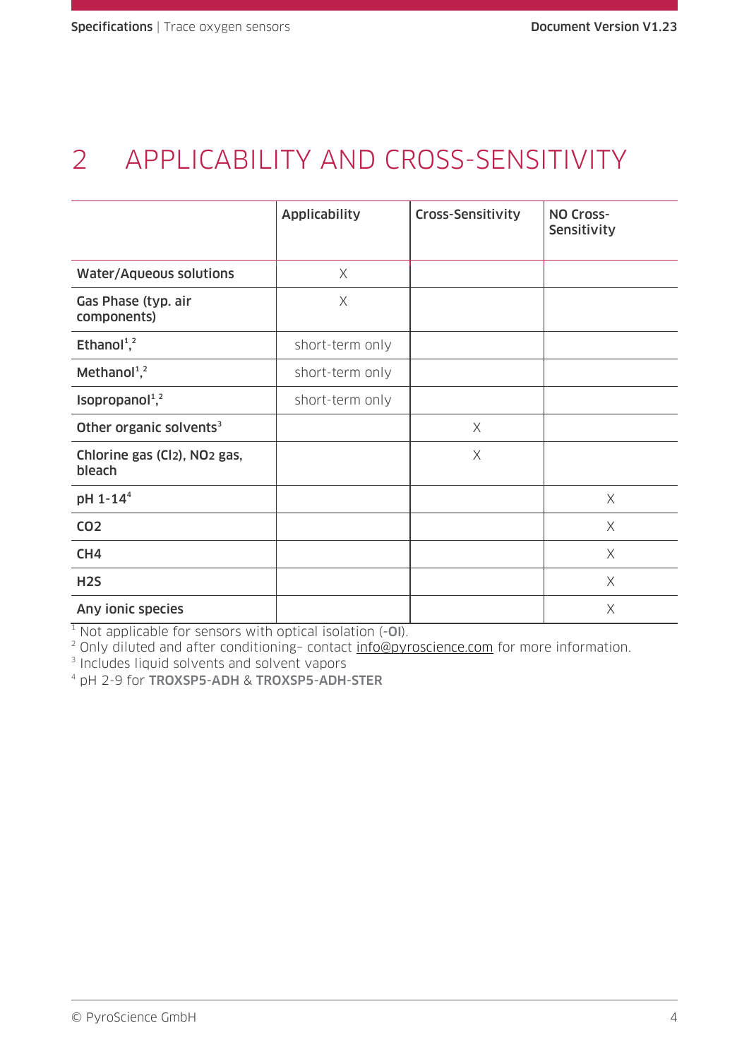# 2 APPLICABILITY AND CROSS-SENSITIVITY

| | Applicability | Cross-Sensitivity | NO Cross-Sensitivity |
|---|---|---|---|
| **Water/Aqueous solutions** | X | | |
| **Gas Phase (typ. air components)** | X | | |
| **Ethanol**[1,2] | short-term only | | |
| **Methanol**[1,2] | short-term only | | |
| **Isopropanol**[1,2] | short-term only | | |
| **Other organic solvents**[3] | | X | |
| **Chlorine gas ($Cl_2$), $NO_2$ gas, bleach** | | X | |
| **pH 1-14**[4] | | | X |
| **$CO_2$** | | | X |
| **$CH_4$** | | | X |
| **$H_2S$** | | | X |
| **Any ionic species** | | | X |

[1] Not applicable for sensors with optical isolation (-**OI**).
[2] Only diluted and after conditioning– contact info@pyroscience.com for more information.
[3] Includes liquid solvents and solvent vapors
[4] pH 2-9 for **TROXSP5-ADH** & **TROXSP5-ADH-STER**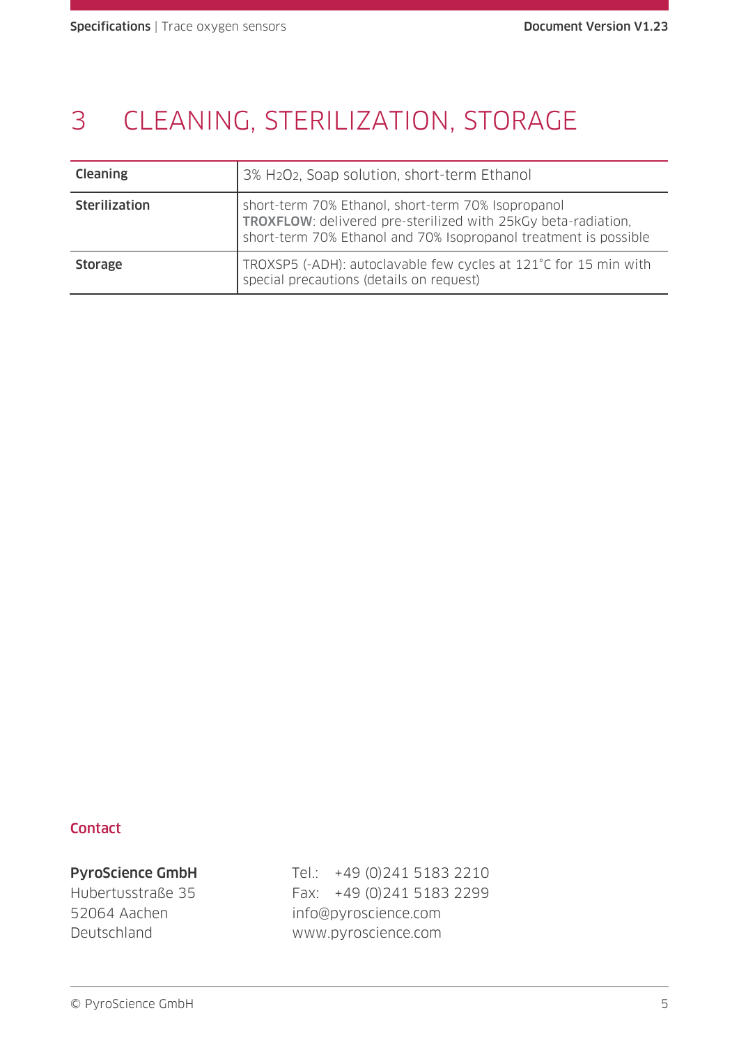# 3 CLEANING, STERILIZATION, STORAGE

| | |
|---|---|
| **Cleaning** | 3% $H_2O_2$, Soap solution, short-term Ethanol |
| **Sterilization** | short-term 70% Ethanol, short-term 70% Isopropanol<br>**TROXFLOW**: delivered pre-sterilized with 25kGy beta-radiation, short-term 70% Ethanol and 70% Isopropanol treatment is possible |
| **Storage** | TROXSP5 (-ADH): autoclavable few cycles at 121°C for 15 min with special precautions (details on request) |

## Contact

**PyroScience GmbH**
Hubertusstraße 35
52064 Aachen
Deutschland

Tel.: +49 (0)241 5183 2210
Fax: +49 (0)241 5183 2299
info@pyroscience.com
www.pyroscience.com

© PyroScience GmbH